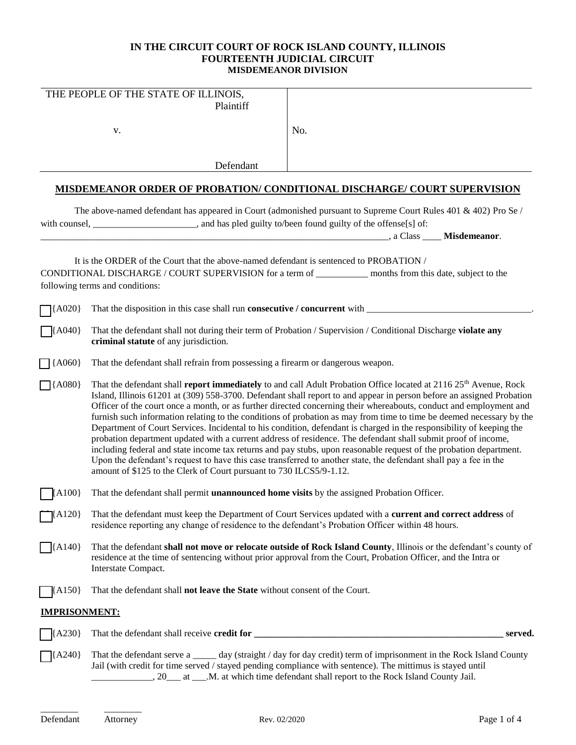**IN THE CIRCUIT COURT OF ROCK ISLAND COUNTY, ILLINOIS**
**FOURTEENTH JUDICIAL CIRCUIT**
**MISDEMEANOR DIVISION**

| THE PEOPLE OF THE STATE OF ILLINOIS, Plaintiff | |
|---|---|
| v. | No. |
| Defendant | |

## MISDEMEANOR ORDER OF PROBATION/ CONDITIONAL DISCHARGE/ COURT SUPERVISION

The above-named defendant has appeared in Court (admonished pursuant to Supreme Court Rules 401 & 402) Pro Se / with counsel, ______________________, and has pled guilty to/been found guilty of the offense[s] of: ______________________________________________________________________________, a Class ____ **Misdemeanor**.

It is the ORDER of the Court that the above-named defendant is sentenced to PROBATION / CONDITIONAL DISCHARGE / COURT SUPERVISION for a term of ___________ months from this date, subject to the following terms and conditions:

☐ {A020} That the disposition in this case shall run **consecutive / concurrent** with ___________________________________.

☐ {A040} That the defendant shall not during their term of Probation / Supervision / Conditional Discharge **violate any criminal statute** of any jurisdiction.

☐ {A060} That the defendant shall refrain from possessing a firearm or dangerous weapon.

☐ {A080} That the defendant shall **report immediately** to and call Adult Probation Office located at 2116 25th Avenue, Rock Island, Illinois 61201 at (309) 558-3700. Defendant shall report to and appear in person before an assigned Probation Officer of the court once a month, or as further directed concerning their whereabouts, conduct and employment and furnish such information relating to the conditions of probation as may from time to time be deemed necessary by the Department of Court Services. Incidental to his condition, defendant is charged in the responsibility of keeping the probation department updated with a current address of residence. The defendant shall submit proof of income, including federal and state income tax returns and pay stubs, upon reasonable request of the probation department. Upon the defendant's request to have this case transferred to another state, the defendant shall pay a fee in the amount of $125 to the Clerk of Court pursuant to 730 ILCS5/9-1.12.

☐ {A100} That the defendant shall permit **unannounced home visits** by the assigned Probation Officer.

☐ {A120} That the defendant must keep the Department of Court Services updated with a **current and correct address** of residence reporting any change of residence to the defendant's Probation Officer within 48 hours.

☐ {A140} That the defendant **shall not move or relocate outside of Rock Island County**, Illinois or the defendant's county of residence at the time of sentencing without prior approval from the Court, Probation Officer, and the Intra or Interstate Compact.

☐ {A150} That the defendant shall **not leave the State** without consent of the Court.

**IMPRISONMENT:**

☐ {A230} That the defendant shall receive **credit for _______________________________________________________ served.**

☐ {A240} That the defendant serve a _____ day (straight / day for day credit) term of imprisonment in the Rock Island County Jail (with credit for time served / stayed pending compliance with sentence). The mittimus is stayed until _____________, 20___ at ___.M. at which time defendant shall report to the Rock Island County Jail.

________ Defendant ________ Attorney

Rev. 02/2020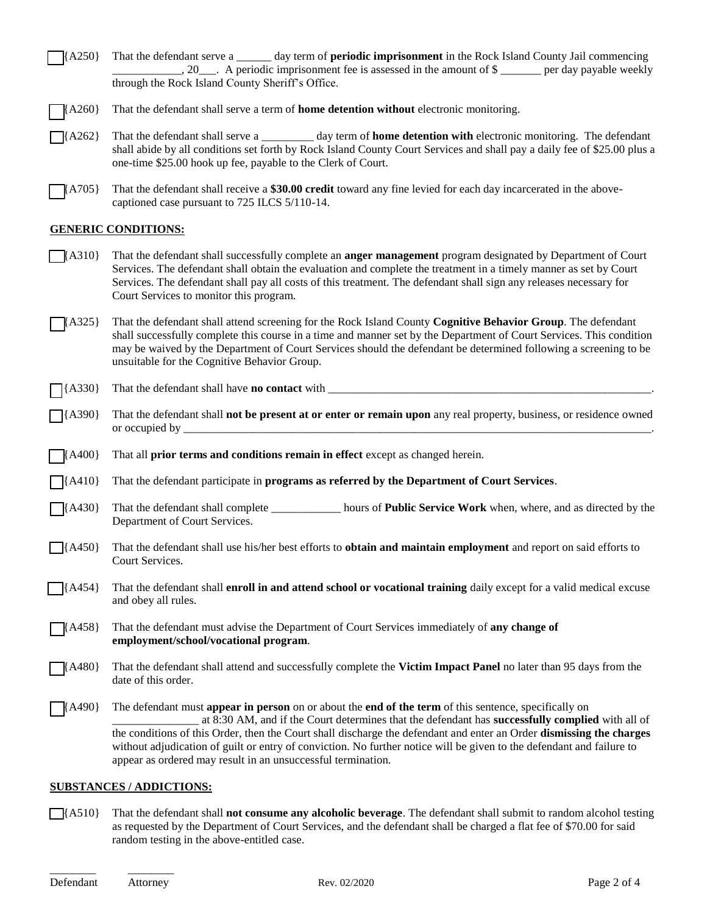☐ {A250} That the defendant serve a ______ day term of **periodic imprisonment** in the Rock Island County Jail commencing ____________, 20___. A periodic imprisonment fee is assessed in the amount of $ _______ per day payable weekly through the Rock Island County Sheriff's Office.

☐ {A260} That the defendant shall serve a term of **home detention without** electronic monitoring.

☐ {A262} That the defendant shall serve a _________ day term of **home detention with** electronic monitoring. The defendant shall abide by all conditions set forth by Rock Island County Court Services and shall pay a daily fee of $25.00 plus a one-time $25.00 hook up fee, payable to the Clerk of Court.

☐ {A705} That the defendant shall receive a **$30.00 credit** toward any fine levied for each day incarcerated in the above-captioned case pursuant to 725 ILCS 5/110-14.

**GENERIC CONDITIONS:**

☐ {A310} That the defendant shall successfully complete an **anger management** program designated by Department of Court Services. The defendant shall obtain the evaluation and complete the treatment in a timely manner as set by Court Services. The defendant shall pay all costs of this treatment. The defendant shall sign any releases necessary for Court Services to monitor this program.

☐ {A325} That the defendant shall attend screening for the Rock Island County **Cognitive Behavior Group**. The defendant shall successfully complete this course in a time and manner set by the Department of Court Services. This condition may be waived by the Department of Court Services should the defendant be determined following a screening to be unsuitable for the Cognitive Behavior Group.

☐ {A330} That the defendant shall have **no contact** with ____________________________________________________________.

☐ {A390} That the defendant shall **not be present at or enter or remain upon** any real property, business, or residence owned or occupied by ____________________________________________________________________________________.

☐ {A400} That all **prior terms and conditions remain in effect** except as changed herein.

☐ {A410} That the defendant participate in **programs as referred by the Department of Court Services**.

☐ {A430} That the defendant shall complete ____________ hours of **Public Service Work** when, where, and as directed by the Department of Court Services.

☐ {A450} That the defendant shall use his/her best efforts to **obtain and maintain employment** and report on said efforts to Court Services.

☐ {A454} That the defendant shall **enroll in and attend school or vocational training** daily except for a valid medical excuse and obey all rules.

☐ {A458} That the defendant must advise the Department of Court Services immediately of **any change of employment/school/vocational program**.

☐ {A480} That the defendant shall attend and successfully complete the **Victim Impact Panel** no later than 95 days from the date of this order.

☐ {A490} The defendant must **appear in person** on or about the **end of the term** of this sentence, specifically on _______________ at 8:30 AM, and if the Court determines that the defendant has **successfully complied** with all of the conditions of this Order, then the Court shall discharge the defendant and enter an Order **dismissing the charges** without adjudication of guilt or entry of conviction. No further notice will be given to the defendant and failure to appear as ordered may result in an unsuccessful termination.

**SUBSTANCES / ADDICTIONS:**

☐ {A510} That the defendant shall **not consume any alcoholic beverage**. The defendant shall submit to random alcohol testing as requested by the Department of Court Services, and the defendant shall be charged a flat fee of $70.00 for said random testing in the above-entitled case.

________ ________
Defendant Attorney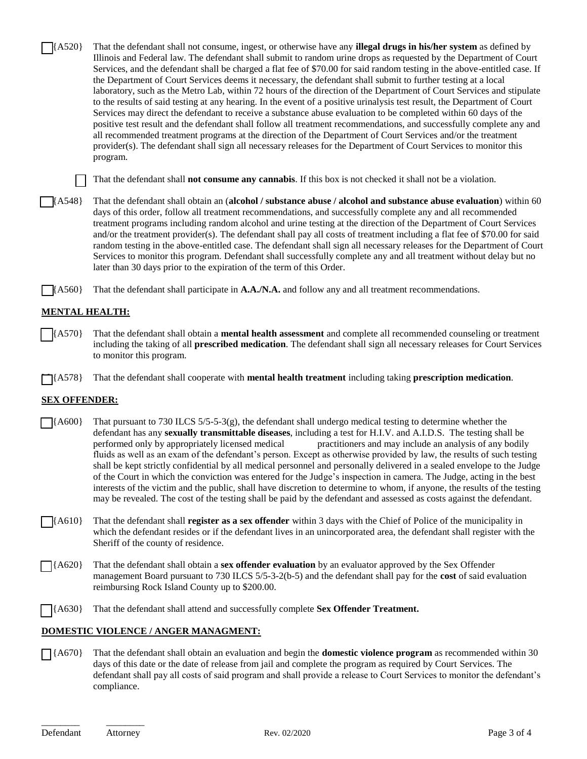☐ {A520} That the defendant shall not consume, ingest, or otherwise have any **illegal drugs in his/her system** as defined by Illinois and Federal law. The defendant shall submit to random urine drops as requested by the Department of Court Services, and the defendant shall be charged a flat fee of $70.00 for said random testing in the above-entitled case. If the Department of Court Services deems it necessary, the defendant shall submit to further testing at a local laboratory, such as the Metro Lab, within 72 hours of the direction of the Department of Court Services and stipulate to the results of said testing at any hearing. In the event of a positive urinalysis test result, the Department of Court Services may direct the defendant to receive a substance abuse evaluation to be completed within 60 days of the positive test result and the defendant shall follow all treatment recommendations, and successfully complete any and all recommended treatment programs at the direction of the Department of Court Services and/or the treatment provider(s). The defendant shall sign all necessary releases for the Department of Court Services to monitor this program.

☐ That the defendant shall **not consume any cannabis**. If this box is not checked it shall not be a violation.

☐ {A548} That the defendant shall obtain an (**alcohol / substance abuse / alcohol and substance abuse evaluation**) within 60 days of this order, follow all treatment recommendations, and successfully complete any and all recommended treatment programs including random alcohol and urine testing at the direction of the Department of Court Services and/or the treatment provider(s). The defendant shall pay all costs of treatment including a flat fee of $70.00 for said random testing in the above-entitled case. The defendant shall sign all necessary releases for the Department of Court Services to monitor this program. Defendant shall successfully complete any and all treatment without delay but no later than 30 days prior to the expiration of the term of this Order.

☐ {A560} That the defendant shall participate in **A.A./N.A.** and follow any and all treatment recommendations.

**MENTAL HEALTH:**

☐ {A570} That the defendant shall obtain a **mental health assessment** and complete all recommended counseling or treatment including the taking of all **prescribed medication**. The defendant shall sign all necessary releases for Court Services to monitor this program.

☐ {A578} That the defendant shall cooperate with **mental health treatment** including taking **prescription medication**.

**SEX OFFENDER:**

☐ {A600} That pursuant to 730 ILCS 5/5-5-3(g), the defendant shall undergo medical testing to determine whether the defendant has any **sexually transmittable diseases**, including a test for H.I.V. and A.I.D.S. The testing shall be performed only by appropriately licensed medical practitioners and may include an analysis of any bodily fluids as well as an exam of the defendant's person. Except as otherwise provided by law, the results of such testing shall be kept strictly confidential by all medical personnel and personally delivered in a sealed envelope to the Judge of the Court in which the conviction was entered for the Judge's inspection in camera. The Judge, acting in the best interests of the victim and the public, shall have discretion to determine to whom, if anyone, the results of the testing may be revealed. The cost of the testing shall be paid by the defendant and assessed as costs against the defendant.

☐ {A610} That the defendant shall **register as a sex offender** within 3 days with the Chief of Police of the municipality in which the defendant resides or if the defendant lives in an unincorporated area, the defendant shall register with the Sheriff of the county of residence.

☐ {A620} That the defendant shall obtain a **sex offender evaluation** by an evaluator approved by the Sex Offender management Board pursuant to 730 ILCS 5/5-3-2(b-5) and the defendant shall pay for the **cost** of said evaluation reimbursing Rock Island County up to $200.00.

☐ {A630} That the defendant shall attend and successfully complete **Sex Offender Treatment.**

**DOMESTIC VIOLENCE / ANGER MANAGMENT:**

☐ {A670} That the defendant shall obtain an evaluation and begin the **domestic violence program** as recommended within 30 days of this date or the date of release from jail and complete the program as required by Court Services. The defendant shall pay all costs of said program and shall provide a release to Court Services to monitor the defendant's compliance.

________ ________
Defendant Attorney

Rev. 02/2020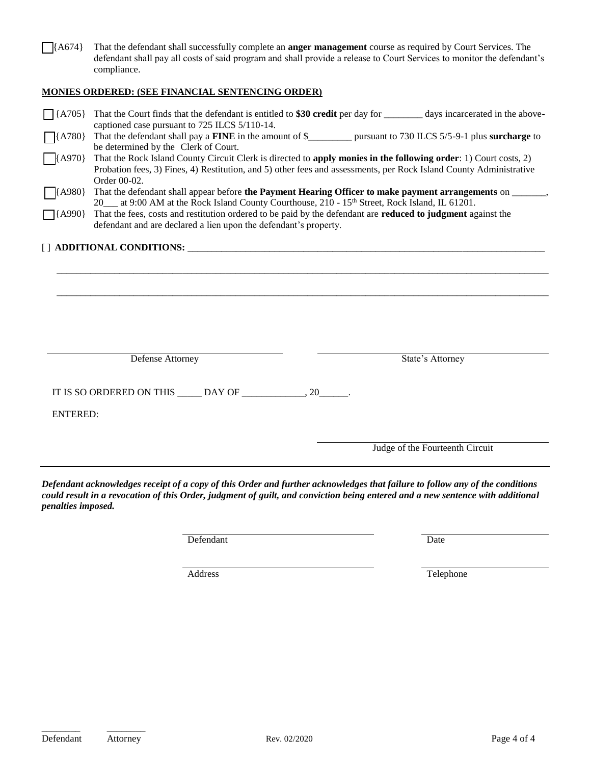☐ {A674} That the defendant shall successfully complete an **anger management** course as required by Court Services. The defendant shall pay all costs of said program and shall provide a release to Court Services to monitor the defendant's compliance.

**MONIES ORDERED: (SEE FINANCIAL SENTENCING ORDER)**

☐ {A705} That the Court finds that the defendant is entitled to **$30 credit** per day for ________ days incarcerated in the above-captioned case pursuant to 725 ILCS 5/110-14.

☐ {A780} That the defendant shall pay a **FINE** in the amount of $_________ pursuant to 730 ILCS 5/5-9-1 plus **surcharge** to be determined by the Clerk of Court.

☐ {A970} That the Rock Island County Circuit Clerk is directed to **apply monies in the following order**: 1) Court costs, 2) Probation fees, 3) Fines, 4) Restitution, and 5) other fees and assessments, per Rock Island County Administrative Order 00-02.

☐ {A980} That the defendant shall appear before **the Payment Hearing Officer to make payment arrangements** on _______, 20___ at 9:00 AM at the Rock Island County Courthouse, 210 - 15th Street, Rock Island, IL 61201.

☐ {A990} That the fees, costs and restitution ordered to be paid by the defendant are **reduced to judgment** against the defendant and are declared a lien upon the defendant's property.

[ ] **ADDITIONAL CONDITIONS:** ____________________________________________________________________________

______________________________________________________________________________________________

______________________________________________________________________________________________

____________________________ ____________________________
Defense Attorney State's Attorney

IT IS SO ORDERED ON THIS _____ DAY OF _____________, 20______.

ENTERED:

____________________________
Judge of the Fourteenth Circuit

***Defendant acknowledges receipt of a copy of this Order and further acknowledges that failure to follow any of the conditions could result in a revocation of this Order, judgment of guilt, and conviction being entered and a new sentence with additional penalties imposed.***

____________________________ ________________
Defendant Date

____________________________ ________________
Address Telephone

________ ________
Defendant Attorney

Rev. 02/2020